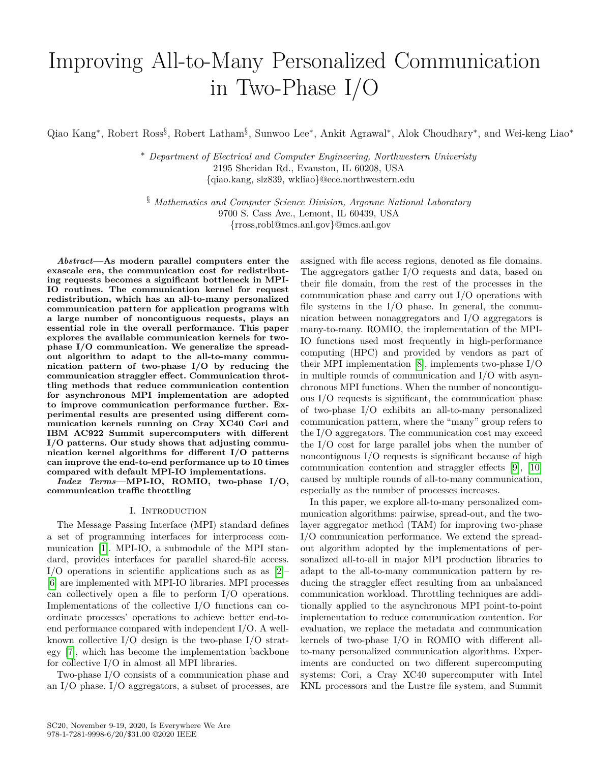# Improving All-to-Many Personalized Communication in Two-Phase I/O

Qiao Kang*, Robert Ross§, Robert Latham§, Sunwoo Lee*, Ankit Agrawal*, Alok Choudhary*, and Wei-keng Liao*

\* *Department of Electrical and Computer Engineering, Northwestern Univeristy*
2195 Sheridan Rd., Evanston, IL 60208, USA
{qiao.kang, slz839, wkliao}@ece.northwestern.edu

§ *Mathematics and Computer Science Division, Argonne National Laboratory*
9700 S. Cass Ave., Lemont, IL 60439, USA
{rross,robl@mcs.anl.gov}@mcs.anl.gov

***Abstract*—As modern parallel computers enter the exascale era, the communication cost for redistributing requests becomes a significant bottleneck in MPI-IO routines. The communication kernel for request redistribution, which has an all-to-many personalized communication pattern for application programs with a large number of noncontiguous requests, plays an essential role in the overall performance. This paper explores the available communication kernels for two-phase I/O communication. We generalize the spread-out algorithm to adapt to the all-to-many communication pattern of two-phase I/O by reducing the communication straggler effect. Communication throttling methods that reduce communication contention for asynchronous MPI implementation are adopted to improve communication performance further. Experimental results are presented using different communication kernels running on Cray XC40 Cori and IBM AC922 Summit supercomputers with different I/O patterns. Our study shows that adjusting communication kernel algorithms for different I/O patterns can improve the end-to-end performance up to 10 times compared with default MPI-IO implementations.**

***Index Terms*—MPI-IO, ROMIO, two-phase I/O, communication traffic throttling**

## I. Introduction

The Message Passing Interface (MPI) standard defines a set of programming interfaces for interprocess communication [1]. MPI-IO, a submodule of the MPI standard, provides interfaces for parallel shared-file access. I/O operations in scientific applications such as as [2]–[6] are implemented with MPI-IO libraries. MPI processes can collectively open a file to perform I/O operations. Implementations of the collective I/O functions can coordinate processes' operations to achieve better end-to-end performance compared with independent I/O. A well-known collective I/O design is the two-phase I/O strategy [7], which has become the implementation backbone for collective I/O in almost all MPI libraries.

Two-phase I/O consists of a communication phase and an I/O phase. I/O aggregators, a subset of processes, are assigned with file access regions, denoted as file domains. The aggregators gather I/O requests and data, based on their file domain, from the rest of the processes in the communication phase and carry out I/O operations with file systems in the I/O phase. In general, the communication between nonaggregators and I/O aggregators is many-to-many. ROMIO, the implementation of the MPI-IO functions used most frequently in high-performance computing (HPC) and provided by vendors as part of their MPI implementation [8], implements two-phase I/O in multiple rounds of communication and I/O with asynchronous MPI functions. When the number of noncontiguous I/O requests is significant, the communication phase of two-phase I/O exhibits an all-to-many personalized communication pattern, where the "many" group refers to the I/O aggregators. The communication cost may exceed the I/O cost for large parallel jobs when the number of noncontiguous I/O requests is significant because of high communication contention and straggler effects [9], [10] caused by multiple rounds of all-to-many communication, especially as the number of processes increases.

In this paper, we explore all-to-many personalized communication algorithms: pairwise, spread-out, and the two-layer aggregator method (TAM) for improving two-phase I/O communication performance. We extend the spread-out algorithm adopted by the implementations of personalized all-to-all in major MPI production libraries to adapt to the all-to-many communication pattern by reducing the straggler effect resulting from an unbalanced communication workload. Throttling techniques are additionally applied to the asynchronous MPI point-to-point implementation to reduce communication contention. For evaluation, we replace the metadata and communication kernels of two-phase I/O in ROMIO with different all-to-many personalized communication algorithms. Experiments are conducted on two different supercomputing systems: Cori, a Cray XC40 supercomputer with Intel KNL processors and the Lustre file system, and Summit

SC20, November 9-19, 2020, Is Everywhere We Are
978-1-7281-9998-6/20/$31.00 ©2020 IEEE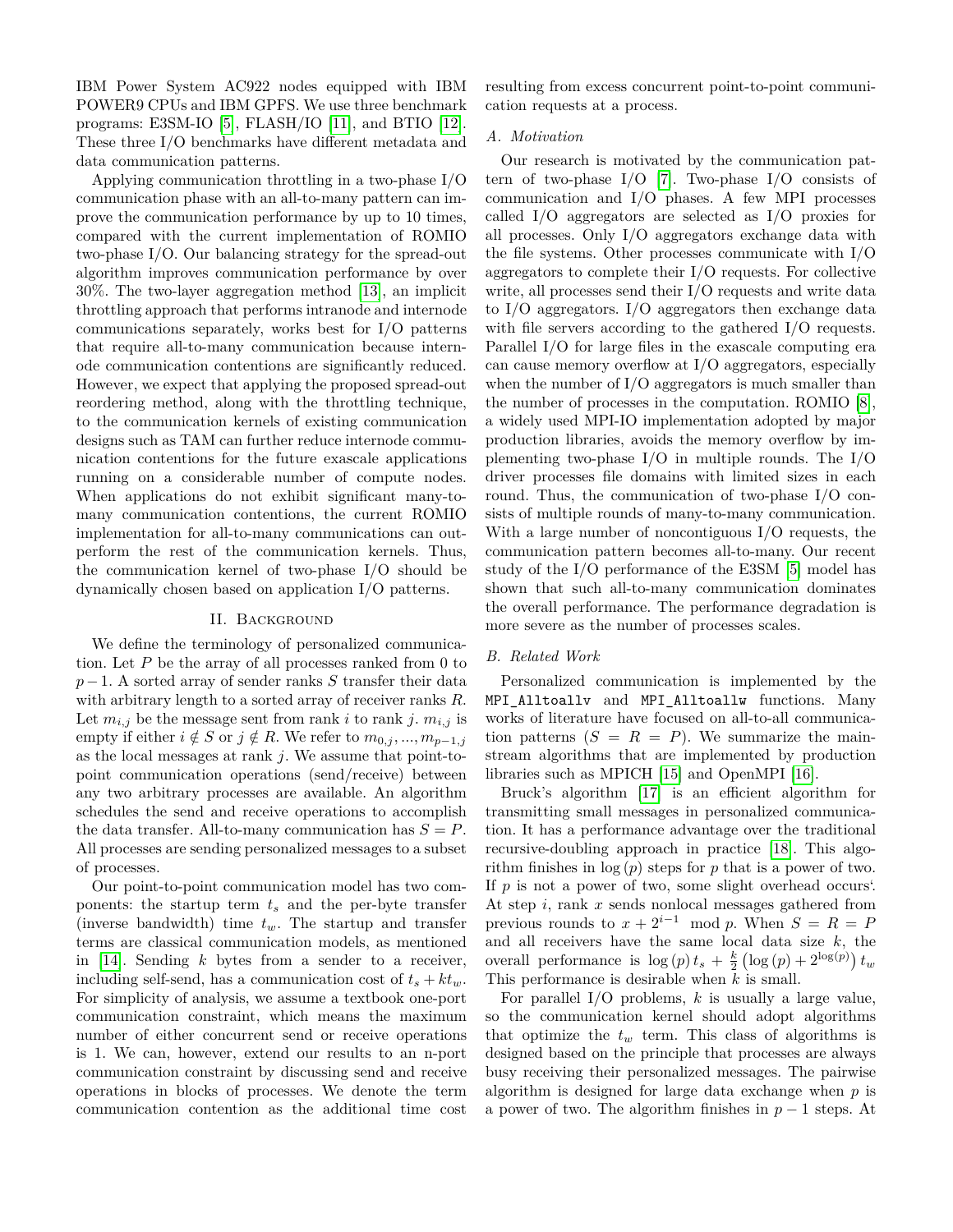IBM Power System AC922 nodes equipped with IBM POWER9 CPUs and IBM GPFS. We use three benchmark programs: E3SM-IO [5], FLASH/IO [11], and BTIO [12]. These three I/O benchmarks have different metadata and data communication patterns.

Applying communication throttling in a two-phase I/O communication phase with an all-to-many pattern can improve the communication performance by up to 10 times, compared with the current implementation of ROMIO two-phase I/O. Our balancing strategy for the spread-out algorithm improves communication performance by over 30%. The two-layer aggregation method [13], an implicit throttling approach that performs intranode and internode communications separately, works best for I/O patterns that require all-to-many communication because internode communication contentions are significantly reduced. However, we expect that applying the proposed spread-out reordering method, along with the throttling technique, to the communication kernels of existing communication designs such as TAM can further reduce internode communication contentions for the future exascale applications running on a considerable number of compute nodes. When applications do not exhibit significant many-to-many communication contentions, the current ROMIO implementation for all-to-many communications can outperform the rest of the communication kernels. Thus, the communication kernel of two-phase I/O should be dynamically chosen based on application I/O patterns.

## II. Background

We define the terminology of personalized communication. Let $P$ be the array of all processes ranked from 0 to $p-1$. A sorted array of sender ranks $S$ transfer their data with arbitrary length to a sorted array of receiver ranks $R$. Let $m_{i,j}$ be the message sent from rank $i$ to rank $j$. $m_{i,j}$ is empty if either $i \notin S$ or $j \notin R$. We refer to $m_{0,j}, ..., m_{p-1,j}$ as the local messages at rank $j$. We assume that point-to-point communication operations (send/receive) between any two arbitrary processes are available. An algorithm schedules the send and receive operations to accomplish the data transfer. All-to-many communication has $S = P$. All processes are sending personalized messages to a subset of processes.

Our point-to-point communication model has two components: the startup term $t_s$ and the per-byte transfer (inverse bandwidth) time $t_w$. The startup and transfer terms are classical communication models, as mentioned in [14]. Sending $k$ bytes from a sender to a receiver, including self-send, has a communication cost of $t_s + kt_w$. For simplicity of analysis, we assume a textbook one-port communication constraint, which means the maximum number of either concurrent send or receive operations is 1. We can, however, extend our results to an n-port communication constraint by discussing send and receive operations in blocks of processes. We denote the term communication contention as the additional time cost resulting from excess concurrent point-to-point communication requests at a process.

### A. Motivation

Our research is motivated by the communication pattern of two-phase I/O [7]. Two-phase I/O consists of communication and I/O phases. A few MPI processes called I/O aggregators are selected as I/O proxies for all processes. Only I/O aggregators exchange data with the file systems. Other processes communicate with I/O aggregators to complete their I/O requests. For collective write, all processes send their I/O requests and write data to I/O aggregators. I/O aggregators then exchange data with file servers according to the gathered I/O requests. Parallel I/O for large files in the exascale computing era can cause memory overflow at I/O aggregators, especially when the number of I/O aggregators is much smaller than the number of processes in the computation. ROMIO [8], a widely used MPI-IO implementation adopted by major production libraries, avoids the memory overflow by implementing two-phase I/O in multiple rounds. The I/O driver processes file domains with limited sizes in each round. Thus, the communication of two-phase I/O consists of multiple rounds of many-to-many communication. With a large number of noncontiguous I/O requests, the communication pattern becomes all-to-many. Our recent study of the I/O performance of the E3SM [5] model has shown that such all-to-many communication dominates the overall performance. The performance degradation is more severe as the number of processes scales.

### B. Related Work

Personalized communication is implemented by the `MPI_Alltoallv` and `MPI_Alltoallw` functions. Many works of literature have focused on all-to-all communication patterns ($S = R = P$). We summarize the mainstream algorithms that are implemented by production libraries such as MPICH [15] and OpenMPI [16].

Bruck's algorithm [17] is an efficient algorithm for transmitting small messages in personalized communication. It has a performance advantage over the traditional recursive-doubling approach in practice [18]. This algorithm finishes in $\log(p)$ steps for $p$ that is a power of two. If $p$ is not a power of two, some slight overhead occurs. At step $i$, rank $x$ sends nonlocal messages gathered from previous rounds to $x + 2^{i-1} \mod p$. When $S = R = P$ and all receivers have the same local data size $k$, the overall performance is $\log(p)t_s + \frac{k}{2}\left(\log(p) + 2^{\log(p)}\right)t_w$. This performance is desirable when $k$ is small.

For parallel I/O problems, $k$ is usually a large value, so the communication kernel should adopt algorithms that optimize the $t_w$ term. This class of algorithms is designed based on the principle that processes are always busy receiving their personalized messages. The pairwise algorithm is designed for large data exchange when $p$ is a power of two. The algorithm finishes in $p-1$ steps. At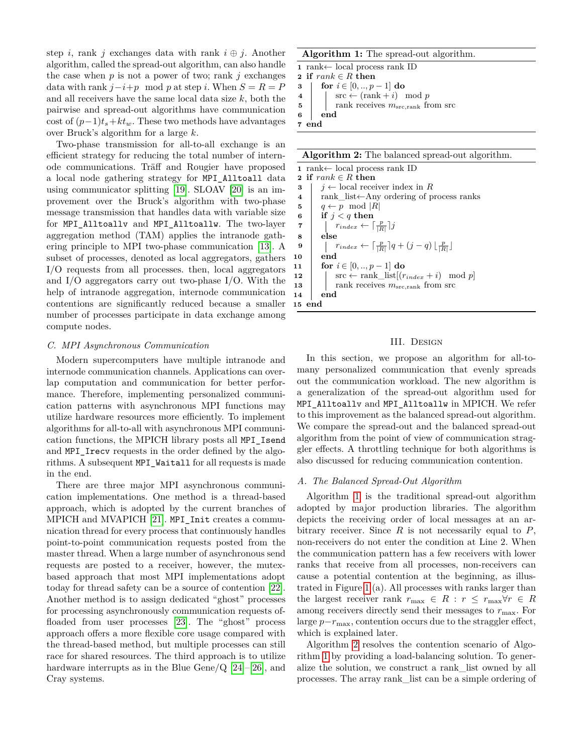step $i$, rank $j$ exchanges data with rank $i \oplus j$. Another algorithm, called the spread-out algorithm, can also handle the case when $p$ is not a power of two; rank $j$ exchanges data with rank $j-i+p \mod p$ at step $i$. When $S = R = P$ and all receivers have the same local data size $k$, both the pairwise and spread-out algorithms have communication cost of $(p-1)t_s + kt_w$. These two methods have advantages over Bruck's algorithm for a large $k$.

Two-phase transmission for all-to-all exchange is an efficient strategy for reducing the total number of internode communications. Träff and Rougier have proposed a local node gathering strategy for `MPI_Alltoall` data using communicator splitting [19]. SLOAV [20] is an improvement over the Bruck's algorithm with two-phase message transmission that handles data with variable size for `MPI_Alltoallv` and `MPI_Alltoallw`. The two-layer aggregation method (TAM) applies the intranode gathering principle to MPI two-phase communication [13]. A subset of processes, denoted as local aggregators, gathers I/O requests from all processes. then, local aggregators and I/O aggregators carry out two-phase I/O. With the help of intranode aggregation, internode communication contentions are significantly reduced because a smaller number of processes participate in data exchange among compute nodes.

### C. MPI Asynchronous Communication

Modern supercomputers have multiple intranode and internode communication channels. Applications can overlap computation and communication for better performance. Therefore, implementing personalized communication patterns with asynchronous MPI functions may utilize hardware resources more efficiently. To implement algorithms for all-to-all with asynchronous MPI communication functions, the MPICH library posts all `MPI_Isend` and `MPI_Irecv` requests in the order defined by the algorithms. A subsequent `MPI_Waitall` for all requests is made in the end.

There are three major MPI asynchronous communication implementations. One method is a thread-based approach, which is adopted by the current branches of MPICH and MVAPICH [21]. `MPI_Init` creates a communication thread for every process that continuously handles point-to-point communication requests posted from the master thread. When a large number of asynchronous send requests are posted to a receiver, however, the mutex-based approach that most MPI implementations adopt today for thread safety can be a source of contention [22]. Another method is to assign dedicated "ghost" processes for processing asynchronously communication requests offloaded from user processes [23]. The "ghost" process approach offers a more flexible core usage compared with the thread-based method, but multiple processes can still race for shared resources. The third approach is to utilize hardware interrupts as in the Blue Gene/Q [24]–[26], and Cray systems.

**Algorithm 1:** The spread-out algorithm.

```
1  rank ← local process rank ID
2  if rank ∈ R then
3      for i ∈ [0, .., p − 1] do
4          src ← (rank + i)  mod p
5          rank receives m_{src,rank} from src
6      end
7  end
```

**Algorithm 2:** The balanced spread-out algorithm.

```
1  rank ← local process rank ID
2  if rank ∈ R then
3      j ← local receiver index in R
4      rank_list ← Any ordering of process ranks
5      q ← p  mod |R|
6      if j < q then
7          r_index ← ⌈p/|R|⌉ j
8      else
9          r_index ← ⌈p/|R|⌉ q + (j − q) ⌊p/|R|⌋
10     end
11     for i ∈ [0, .., p − 1] do
12         src ← rank_list[(r_index + i)  mod p]
13         rank receives m_{src,rank} from src
14     end
15 end
```

## III. Design

In this section, we propose an algorithm for all-to-many personalized communication that evenly spreads out the communication workload. The new algorithm is a generalization of the spread-out algorithm used for `MPI_Alltoallv` and `MPI_Alltoallw` in MPICH. We refer to this improvement as the balanced spread-out algorithm. We compare the spread-out and the balanced spread-out algorithm from the point of view of communication straggler effects. A throttling technique for both algorithms is also discussed for reducing communication contention.

### A. The Balanced Spread-Out Algorithm

Algorithm 1 is the traditional spread-out algorithm adopted by major production libraries. The algorithm depicts the receiving order of local messages at an arbitrary receiver. Since $R$ is not necessarily equal to $P$, non-receivers do not enter the condition at Line 2. When the communication pattern has a few receivers with lower ranks that receive from all processes, non-receivers can cause a potential contention at the beginning, as illustrated in Figure 1 (a). All processes with ranks larger than the largest receiver rank $r_{\max} \in R : r \leq r_{\max} \forall r \in R$ among receivers directly send their messages to $r_{\max}$. For large $p - r_{\max}$, contention occurs due to the straggler effect, which is explained later.

Algorithm 2 resolves the contention scenario of Algorithm 1 by providing a load-balancing solution. To generalize the solution, we construct a rank_list owned by all processes. The array rank_list can be a simple ordering of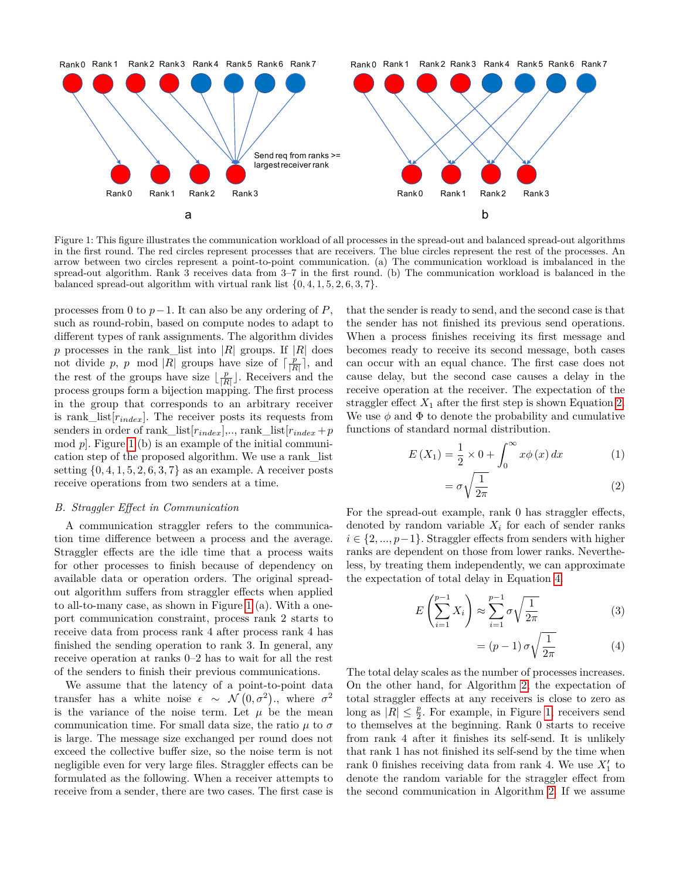Figure 1: This figure illustrates the communication workload of all processes in the spread-out and balanced spread-out algorithms in the first round. The red circles represent processes that are receivers. The blue circles represent the rest of the processes. An arrow between two circles represent a point-to-point communication. (a) The communication workload is imbalanced in the spread-out algorithm. Rank 3 receives data from 3–7 in the first round. (b) The communication workload is balanced in the balanced spread-out algorithm with virtual rank list $\{0, 4, 1, 5, 2, 6, 3, 7\}$.

processes from 0 to $p-1$. It can also be any ordering of $P$, such as round-robin, based on compute nodes to adapt to different types of rank assignments. The algorithm divides $p$ processes in the rank_list into $|R|$ groups. If $|R|$ does not divide $p$, $p \bmod |R|$ groups have size of $\lceil \frac{p}{|R|} \rceil$, and the rest of the groups have size $\lfloor \frac{p}{|R|} \rfloor$. Receivers and the process groups form a bijection mapping. The first process in the group that corresponds to an arbitrary receiver is rank_list$[r_{index}]$. The receiver posts its requests from senders in order of rank_list$[r_{index}]$,.., rank_list$[r_{index} + p \bmod p]$. Figure 1 (b) is an example of the initial communication step of the proposed algorithm. We use a rank_list setting $\{0, 4, 1, 5, 2, 6, 3, 7\}$ as an example. A receiver posts receive operations from two senders at a time.

### B. Straggler Effect in Communication

A communication straggler refers to the communication time difference between a process and the average. Straggler effects are the idle time that a process waits for other processes to finish because of dependency on available data or operation orders. The original spread-out algorithm suffers from straggler effects when applied to all-to-many case, as shown in Figure 1 (a). With a one-port communication constraint, process rank 2 starts to receive data from process rank 4 after process rank 4 has finished the sending operation to rank 3. In general, any receive operation at ranks 0–2 has to wait for all the rest of the senders to finish their previous communications.

We assume that the latency of a point-to-point data transfer has a white noise $\epsilon \sim \mathcal{N}(0, \sigma^2)$., where $\sigma^2$ is the variance of the noise term. Let $\mu$ be the mean communication time. For small data size, the ratio $\mu$ to $\sigma$ is large. The message size exchanged per round does not exceed the collective buffer size, so the noise term is not negligible even for very large files. Straggler effects can be formulated as the following. When a receiver attempts to receive from a sender, there are two cases. The first case is that the sender is ready to send, and the second case is that the sender has not finished its previous send operations. When a process finishes receiving its first message and becomes ready to receive its second message, both cases can occur with an equal chance. The first case does not cause delay, but the second case causes a delay in the receive operation at the receiver. The expectation of the straggler effect $X_1$ after the first step is shown Equation 2. We use $\phi$ and $\Phi$ to denote the probability and cumulative functions of standard normal distribution.

$$E(X_1) = \frac{1}{2} \times 0 + \int_0^{\infty} x\phi(x)\,dx \tag{1}$$

$$= \sigma\sqrt{\frac{1}{2\pi}} \tag{2}$$

For the spread-out example, rank 0 has straggler effects, denoted by random variable $X_i$ for each of sender ranks $i \in \{2, ..., p-1\}$. Straggler effects from senders with higher ranks are dependent on those from lower ranks. Nevertheless, by treating them independently, we can approximate the expectation of total delay in Equation 4.

$$E\left(\sum_{i=1}^{p-1} X_i\right) \approx \sum_{i=1}^{p-1} \sigma\sqrt{\frac{1}{2\pi}} \tag{3}$$

$$= (p-1)\,\sigma\sqrt{\frac{1}{2\pi}} \tag{4}$$

The total delay scales as the number of processes increases. On the other hand, for Algorithm 2, the expectation of total straggler effects at any receivers is close to zero as long as $|R| \leq \frac{p}{2}$. For example, in Figure 1, receivers send to themselves at the beginning. Rank 0 starts to receive from rank 4 after it finishes its self-send. It is unlikely that rank 1 has not finished its self-send by the time when rank 0 finishes receiving data from rank 4. We use $X_1'$ to denote the random variable for the straggler effect from the second communication in Algorithm 2. If we assume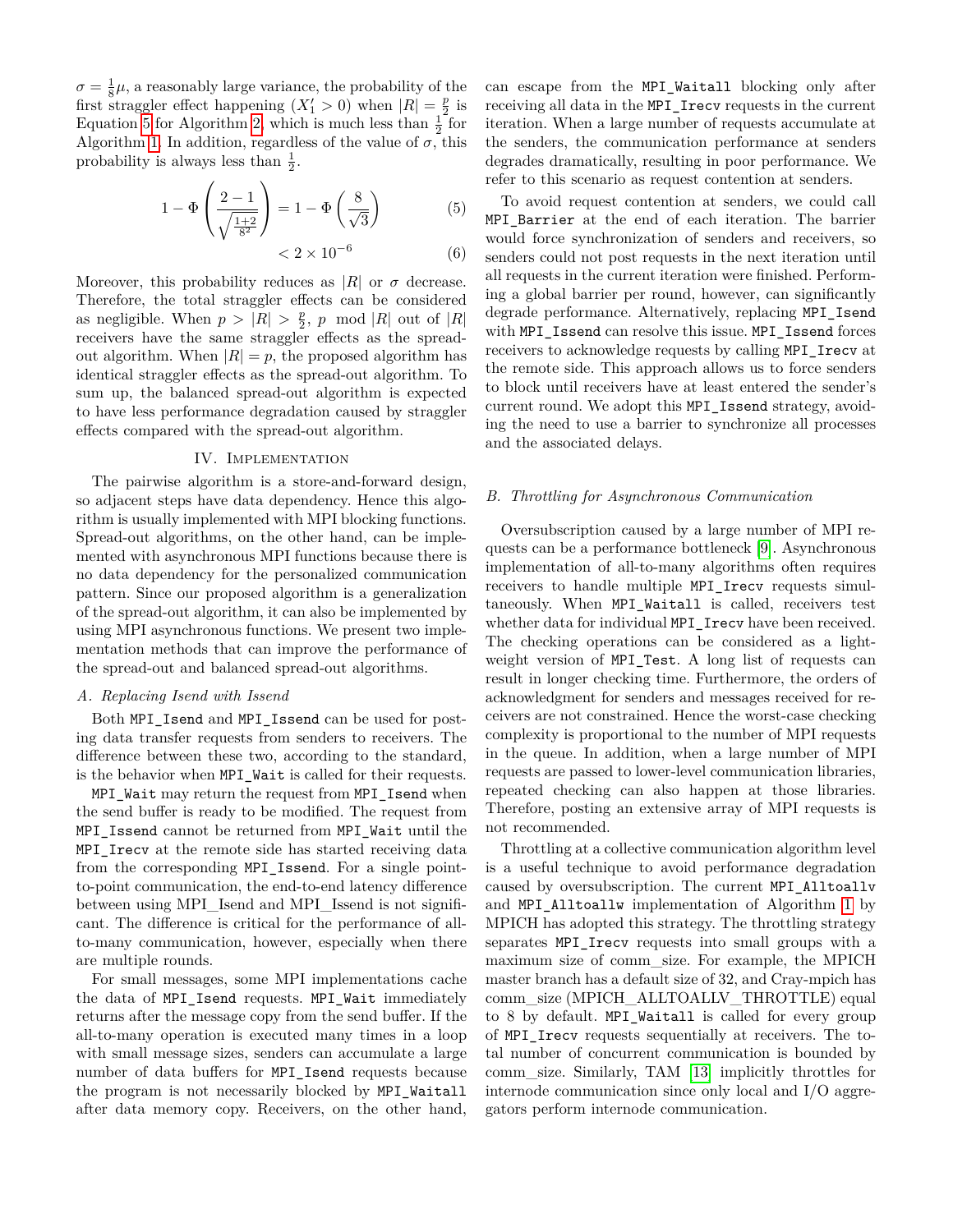$\sigma = \frac{1}{8}\mu$, a reasonably large variance, the probability of the first straggler effect happening ($X_1' > 0$) when $|R| = \frac{p}{2}$ is Equation 5 for Algorithm 2, which is much less than $\frac{1}{2}$ for Algorithm 1. In addition, regardless of the value of $\sigma$, this probability is always less than $\frac{1}{2}$.

$$1 - \Phi\left(\frac{2-1}{\sqrt{\frac{1+2}{8^2}}}\right) = 1 - \Phi\left(\frac{8}{\sqrt{3}}\right) \tag{5}$$

$$< 2 \times 10^{-6} \tag{6}$$

Moreover, this probability reduces as $|R|$ or $\sigma$ decrease. Therefore, the total straggler effects can be considered as negligible. When $p > |R| > \frac{p}{2}$, $p \mod |R|$ out of $|R|$ receivers have the same straggler effects as the spread-out algorithm. When $|R| = p$, the proposed algorithm has identical straggler effects as the spread-out algorithm. To sum up, the balanced spread-out algorithm is expected to have less performance degradation caused by straggler effects compared with the spread-out algorithm.

## IV. Implementation

The pairwise algorithm is a store-and-forward design, so adjacent steps have data dependency. Hence this algorithm is usually implemented with MPI blocking functions. Spread-out algorithms, on the other hand, can be implemented with asynchronous MPI functions because there is no data dependency for the personalized communication pattern. Since our proposed algorithm is a generalization of the spread-out algorithm, it can also be implemented by using MPI asynchronous functions. We present two implementation methods that can improve the performance of the spread-out and balanced spread-out algorithms.

### A. Replacing Isend with Issend

Both `MPI_Isend` and `MPI_Issend` can be used for posting data transfer requests from senders to receivers. The difference between these two, according to the standard, is the behavior when `MPI_Wait` is called for their requests.

`MPI_Wait` may return the request from `MPI_Isend` when the send buffer is ready to be modified. The request from `MPI_Issend` cannot be returned from `MPI_Wait` until the `MPI_Irecv` at the remote side has started receiving data from the corresponding `MPI_Issend`. For a single point-to-point communication, the end-to-end latency difference between using MPI_Isend and MPI_Issend is not significant. The difference is critical for the performance of all-to-many communication, however, especially when there are multiple rounds.

For small messages, some MPI implementations cache the data of `MPI_Isend` requests. `MPI_Wait` immediately returns after the message copy from the send buffer. If the all-to-many operation is executed many times in a loop with small message sizes, senders can accumulate a large number of data buffers for `MPI_Isend` requests because the program is not necessarily blocked by `MPI_Waitall` after data memory copy. Receivers, on the other hand, can escape from the `MPI_Waitall` blocking only after receiving all data in the `MPI_Irecv` requests in the current iteration. When a large number of requests accumulate at the senders, the communication performance at senders degrades dramatically, resulting in poor performance. We refer to this scenario as request contention at senders.

To avoid request contention at senders, we could call `MPI_Barrier` at the end of each iteration. The barrier would force synchronization of senders and receivers, so senders could not post requests in the next iteration until all requests in the current iteration were finished. Performing a global barrier per round, however, can significantly degrade performance. Alternatively, replacing `MPI_Isend` with `MPI_Issend` can resolve this issue. `MPI_Issend` forces receivers to acknowledge requests by calling `MPI_Irecv` at the remote side. This approach allows us to force senders to block until receivers have at least entered the sender's current round. We adopt this `MPI_Issend` strategy, avoiding the need to use a barrier to synchronize all processes and the associated delays.

### B. Throttling for Asynchronous Communication

Oversubscription caused by a large number of MPI requests can be a performance bottleneck [9]. Asynchronous implementation of all-to-many algorithms often requires receivers to handle multiple `MPI_Irecv` requests simultaneously. When `MPI_Waitall` is called, receivers test whether data for individual `MPI_Irecv` have been received. The checking operations can be considered as a lightweight version of `MPI_Test`. A long list of requests can result in longer checking time. Furthermore, the orders of acknowledgment for senders and messages received for receivers are not constrained. Hence the worst-case checking complexity is proportional to the number of MPI requests in the queue. In addition, when a large number of MPI requests are passed to lower-level communication libraries, repeated checking can also happen at those libraries. Therefore, posting an extensive array of MPI requests is not recommended.

Throttling at a collective communication algorithm level is a useful technique to avoid performance degradation caused by oversubscription. The current `MPI_Alltoallv` and `MPI_Alltoallw` implementation of Algorithm 1 by MPICH has adopted this strategy. The throttling strategy separates `MPI_Irecv` requests into small groups with a maximum size of comm_size. For example, the MPICH master branch has a default size of 32, and Cray-mpich has comm_size (MPICH_ALLTOALLV_THROTTLE) equal to 8 by default. `MPI_Waitall` is called for every group of `MPI_Irecv` requests sequentially at receivers. The total number of concurrent communication is bounded by comm_size. Similarly, TAM [13] implicitly throttles for internode communication since only local and I/O aggregators perform internode communication.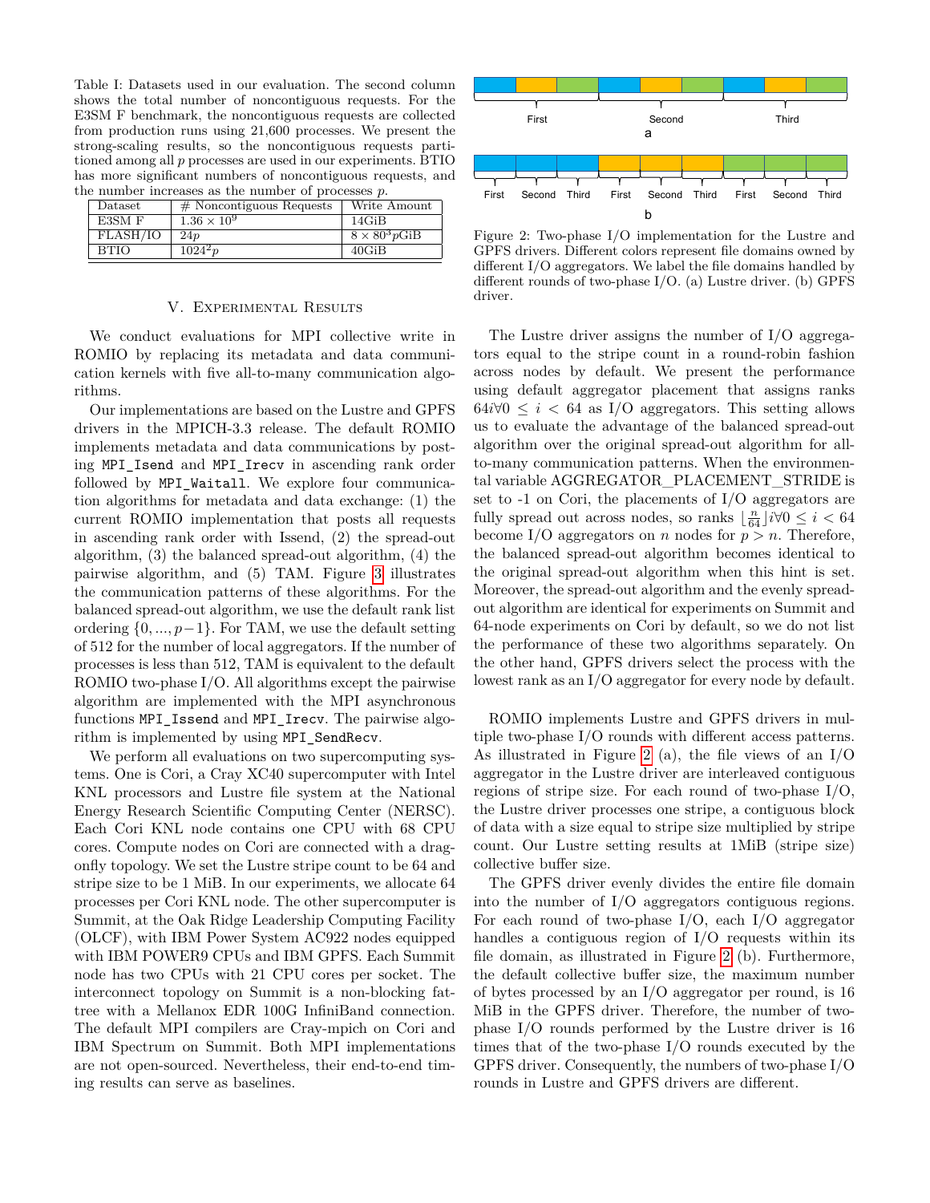Table I: Datasets used in our evaluation. The second column shows the total number of noncontiguous requests. For the E3SM F benchmark, the noncontiguous requests are collected from production runs using 21,600 processes. We present the strong-scaling results, so the noncontiguous requests partitioned among all $p$ processes are used in our experiments. BTIO has more significant numbers of noncontiguous requests, and the number increases as the number of processes $p$.

| Dataset | # Noncontiguous Requests | Write Amount |
|---|---|---|
| E3SM F | $1.36 \times 10^9$ | 14GiB |
| FLASH/IO | $24p$ | $8 \times 80^3 p$GiB |
| BTIO | $1024^2 p$ | 40GiB |

## V. Experimental Results

We conduct evaluations for MPI collective write in ROMIO by replacing its metadata and data communication kernels with five all-to-many communication algorithms.

Our implementations are based on the Lustre and GPFS drivers in the MPICH-3.3 release. The default ROMIO implements metadata and data communications by posting `MPI_Isend` and `MPI_Irecv` in ascending rank order followed by `MPI_Waitall`. We explore four communication algorithms for metadata and data exchange: (1) the current ROMIO implementation that posts all requests in ascending rank order with Issend, (2) the spread-out algorithm, (3) the balanced spread-out algorithm, (4) the pairwise algorithm, and (5) TAM. Figure 3 illustrates the communication patterns of these algorithms. For the balanced spread-out algorithm, we use the default rank list ordering $\{0, ..., p-1\}$. For TAM, we use the default setting of 512 for the number of local aggregators. If the number of processes is less than 512, TAM is equivalent to the default ROMIO two-phase I/O. All algorithms except the pairwise algorithm are implemented with the MPI asynchronous functions `MPI_Issend` and `MPI_Irecv`. The pairwise algorithm is implemented by using `MPI_SendRecv`.

We perform all evaluations on two supercomputing systems. One is Cori, a Cray XC40 supercomputer with Intel KNL processors and Lustre file system at the National Energy Research Scientific Computing Center (NERSC). Each Cori KNL node contains one CPU with 68 CPU cores. Compute nodes on Cori are connected with a dragonfly topology. We set the Lustre stripe count to be 64 and stripe size to be 1 MiB. In our experiments, we allocate 64 processes per Cori KNL node. The other supercomputer is Summit, at the Oak Ridge Leadership Computing Facility (OLCF), with IBM Power System AC922 nodes equipped with IBM POWER9 CPUs and IBM GPFS. Each Summit node has two CPUs with 21 CPU cores per socket. The interconnect topology on Summit is a non-blocking fat-tree with a Mellanox EDR 100G InfiniBand connection. The default MPI compilers are Cray-mpich on Cori and IBM Spectrum on Summit. Both MPI implementations are not open-sourced. Nevertheless, their end-to-end timing results can serve as baselines.

Figure 2: Two-phase I/O implementation for the Lustre and GPFS drivers. Different colors represent file domains owned by different I/O aggregators. We label the file domains handled by different rounds of two-phase I/O. (a) Lustre driver. (b) GPFS driver.

The Lustre driver assigns the number of I/O aggregators equal to the stripe count in a round-robin fashion across nodes by default. We present the performance using default aggregator placement that assigns ranks $64i \forall 0 \leq i < 64$ as I/O aggregators. This setting allows us to evaluate the advantage of the balanced spread-out algorithm over the original spread-out algorithm for all-to-many communication patterns. When the environmental variable AGGREGATOR_PLACEMENT_STRIDE is set to -1 on Cori, the placements of I/O aggregators are fully spread out across nodes, so ranks $\lfloor \frac{n}{64} \rfloor i \forall 0 \leq i < 64$ become I/O aggregators on $n$ nodes for $p > n$. Therefore, the balanced spread-out algorithm becomes identical to the original spread-out algorithm when this hint is set. Moreover, the spread-out algorithm and the evenly spread-out algorithm are identical for experiments on Summit and 64-node experiments on Cori by default, so we do not list the performance of these two algorithms separately. On the other hand, GPFS drivers select the process with the lowest rank as an I/O aggregator for every node by default.

ROMIO implements Lustre and GPFS drivers in multiple two-phase I/O rounds with different access patterns. As illustrated in Figure 2 (a), the file views of an I/O aggregator in the Lustre driver are interleaved contiguous regions of stripe size. For each round of two-phase I/O, the Lustre driver processes one stripe, a contiguous block of data with a size equal to stripe size multiplied by stripe count. Our Lustre setting results at 1MiB (stripe size) collective buffer size.

The GPFS driver evenly divides the entire file domain into the number of I/O aggregators contiguous regions. For each round of two-phase I/O, each I/O aggregator handles a contiguous region of I/O requests within its file domain, as illustrated in Figure 2 (b). Furthermore, the default collective buffer size, the maximum number of bytes processed by an I/O aggregator per round, is 16 MiB in the GPFS driver. Therefore, the number of two-phase I/O rounds performed by the Lustre driver is 16 times that of the two-phase I/O rounds executed by the GPFS driver. Consequently, the numbers of two-phase I/O rounds in Lustre and GPFS drivers are different.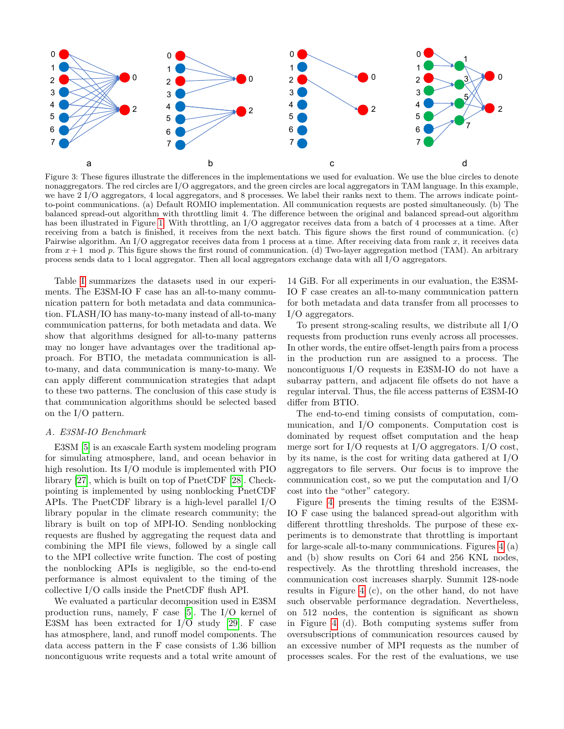Figure 3: These figures illustrate the differences in the implementations we used for evaluation. We use the blue circles to denote nonaggregators. The red circles are I/O aggregators, and the green circles are local aggregators in TAM language. In this example, we have 2 I/O aggregators, 4 local aggregators, and 8 processes. We label their ranks next to them. The arrows indicate point-to-point communications. (a) Default ROMIO implementation. All communication requests are posted simultaneously. (b) The balanced spread-out algorithm with throttling limit 4. The difference between the original and balanced spread-out algorithm has been illustrated in Figure 1. With throttling, an I/O aggregator receives data from a batch of 4 processes at a time. After receiving from a batch is finished, it receives from the next batch. This figure shows the first round of communication. (c) Pairwise algorithm. An I/O aggregator receives data from 1 process at a time. After receiving data from rank $x$, it receives data from $x + 1 \mod p$. This figure shows the first round of communication. (d) Two-layer aggregation method (TAM). An arbitrary process sends data to 1 local aggregator. Then all local aggregators exchange data with all I/O aggregators.

Table I summarizes the datasets used in our experiments. The E3SM-IO F case has an all-to-many communication pattern for both metadata and data communication. FLASH/IO has many-to-many instead of all-to-many communication patterns, for both metadata and data. We show that algorithms designed for all-to-many patterns may no longer have advantages over the traditional approach. For BTIO, the metadata communication is all-to-many, and data communication is many-to-many. We can apply different communication strategies that adapt to these two patterns. The conclusion of this case study is that communication algorithms should be selected based on the I/O pattern.

### A. E3SM-IO Benchmark

E3SM [5] is an exascale Earth system modeling program for simulating atmosphere, land, and ocean behavior in high resolution. Its I/O module is implemented with PIO library [27], which is built on top of PnetCDF [28]. Checkpointing is implemented by using nonblocking PnetCDF APIs. The PnetCDF library is a high-level parallel I/O library popular in the climate research community; the library is built on top of MPI-IO. Sending nonblocking requests are flushed by aggregating the request data and combining the MPI file views, followed by a single call to the MPI collective write function. The cost of posting the nonblocking APIs is negligible, so the end-to-end performance is almost equivalent to the timing of the collective I/O calls inside the PnetCDF flush API.

We evaluated a particular decomposition used in E3SM production runs, namely, F case [5]. The I/O kernel of E3SM has been extracted for I/O study [29]. F case has atmosphere, land, and runoff model components. The data access pattern in the F case consists of 1.36 billion noncontiguous write requests and a total write amount of 14 GiB. For all experiments in our evaluation, the E3SM-IO F case creates an all-to-many communication pattern for both metadata and data transfer from all processes to I/O aggregators.

To present strong-scaling results, we distribute all I/O requests from production runs evenly across all processes. In other words, the entire offset-length pairs from a process in the production run are assigned to a process. The noncontiguous I/O requests in E3SM-IO do not have a subarray pattern, and adjacent file offsets do not have a regular interval. Thus, the file access patterns of E3SM-IO differ from BTIO.

The end-to-end timing consists of computation, communication, and I/O components. Computation cost is dominated by request offset computation and the heap merge sort for I/O requests at I/O aggregators. I/O cost, by its name, is the cost for writing data gathered at I/O aggregators to file servers. Our focus is to improve the communication cost, so we put the computation and I/O cost into the "other" category.

Figure 4 presents the timing results of the E3SM-IO F case using the balanced spread-out algorithm with different throttling thresholds. The purpose of these experiments is to demonstrate that throttling is important for large-scale all-to-many communications. Figures 4 (a) and (b) show results on Cori 64 and 256 KNL nodes, respectively. As the throttling threshold increases, the communication cost increases sharply. Summit 128-node results in Figure 4 (c), on the other hand, do not have such observable performance degradation. Nevertheless, on 512 nodes, the contention is significant as shown in Figure 4 (d). Both computing systems suffer from oversubscriptions of communication resources caused by an excessive number of MPI requests as the number of processes scales. For the rest of the evaluations, we use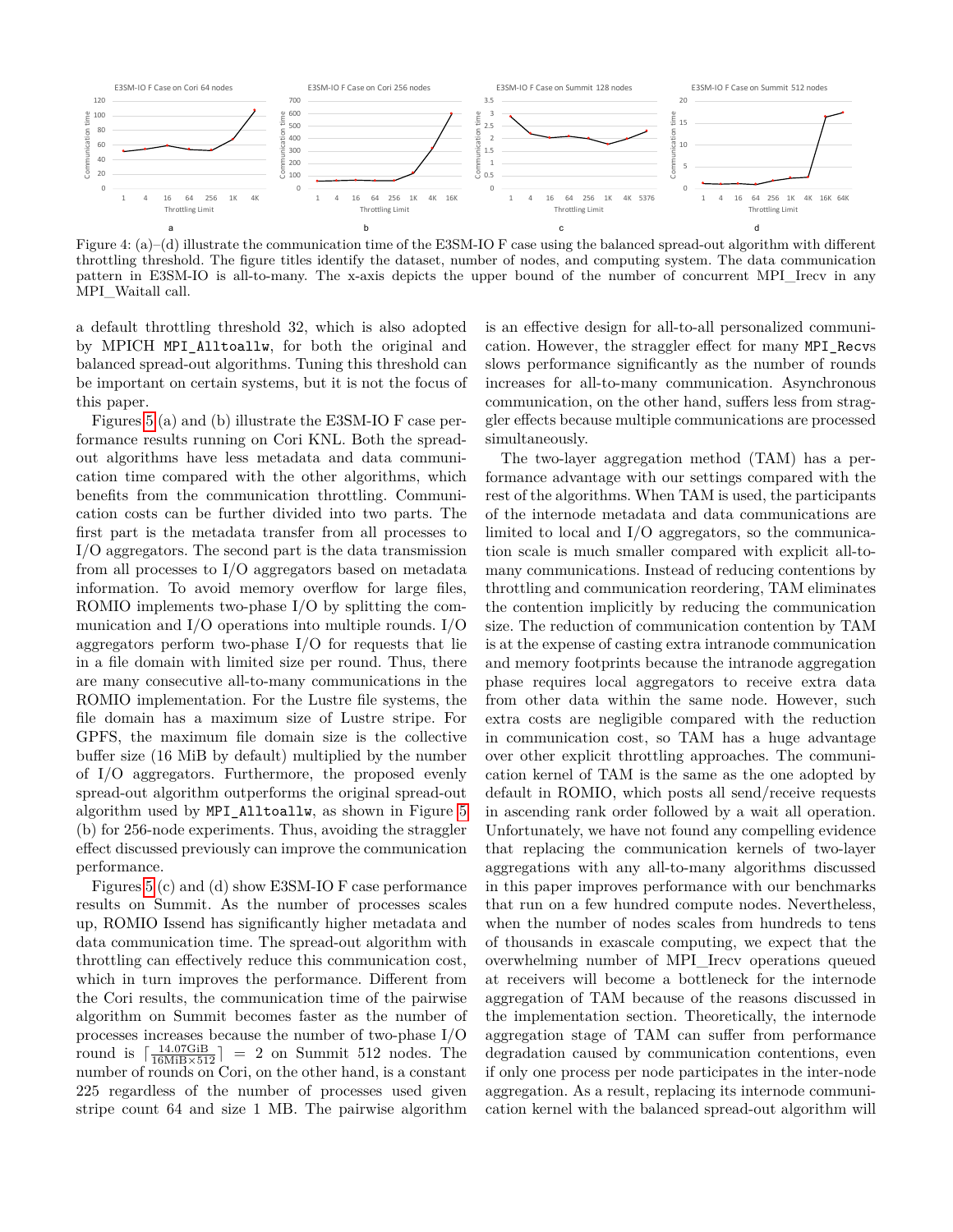Figure 4: (a)–(d) illustrate the communication time of the E3SM-IO F case using the balanced spread-out algorithm with different throttling threshold. The figure titles identify the dataset, number of nodes, and computing system. The data communication pattern in E3SM-IO is all-to-many. The x-axis depicts the upper bound of the number of concurrent MPI_Irecv in any MPI_Waitall call.

a default throttling threshold 32, which is also adopted by MPICH `MPI_Alltoallw`, for both the original and balanced spread-out algorithms. Tuning this threshold can be important on certain systems, but it is not the focus of this paper.

Figures 5 (a) and (b) illustrate the E3SM-IO F case performance results running on Cori KNL. Both the spread-out algorithms have less metadata and data communication time compared with the other algorithms, which benefits from the communication throttling. Communication costs can be further divided into two parts. The first part is the metadata transfer from all processes to I/O aggregators. The second part is the data transmission from all processes to I/O aggregators based on metadata information. To avoid memory overflow for large files, ROMIO implements two-phase I/O by splitting the communication and I/O operations into multiple rounds. I/O aggregators perform two-phase I/O for requests that lie in a file domain with limited size per round. Thus, there are many consecutive all-to-many communications in the ROMIO implementation. For the Lustre file systems, the file domain has a maximum size of Lustre stripe. For GPFS, the maximum file domain size is the collective buffer size (16 MiB by default) multiplied by the number of I/O aggregators. Furthermore, the proposed evenly spread-out algorithm outperforms the original spread-out algorithm used by `MPI_Alltoallw`, as shown in Figure 5 (b) for 256-node experiments. Thus, avoiding the straggler effect discussed previously can improve the communication performance.

Figures 5 (c) and (d) show E3SM-IO F case performance results on Summit. As the number of processes scales up, ROMIO Issend has significantly higher metadata and data communication time. The spread-out algorithm with throttling can effectively reduce this communication cost, which in turn improves the performance. Different from the Cori results, the communication time of the pairwise algorithm on Summit becomes faster as the number of processes increases because the number of two-phase I/O round is $\lceil \frac{14.07\text{GiB}}{16\text{MiB}\times 512} \rceil = 2$ on Summit 512 nodes. The number of rounds on Cori, on the other hand, is a constant 225 regardless of the number of processes used given stripe count 64 and size 1 MB. The pairwise algorithm is an effective design for all-to-all personalized communication. However, the straggler effect for many `MPI_Recv`s slows performance significantly as the number of rounds increases for all-to-many communication. Asynchronous communication, on the other hand, suffers less from straggler effects because multiple communications are processed simultaneously.

The two-layer aggregation method (TAM) has a performance advantage with our settings compared with the rest of the algorithms. When TAM is used, the participants of the internode metadata and data communications are limited to local and I/O aggregators, so the communication scale is much smaller compared with explicit all-to-many communications. Instead of reducing contentions by throttling and communication reordering, TAM eliminates the contention implicitly by reducing the communication size. The reduction of communication contention by TAM is at the expense of casting extra intranode communication and memory footprints because the intranode aggregation phase requires local aggregators to receive extra data from other data within the same node. However, such extra costs are negligible compared with the reduction in communication cost, so TAM has a huge advantage over other explicit throttling approaches. The communication kernel of TAM is the same as the one adopted by default in ROMIO, which posts all send/receive requests in ascending rank order followed by a wait all operation. Unfortunately, we have not found any compelling evidence that replacing the communication kernels of two-layer aggregations with any all-to-many algorithms discussed in this paper improves performance with our benchmarks that run on a few hundred compute nodes. Nevertheless, when the number of nodes scales from hundreds to tens of thousands in exascale computing, we expect that the overwhelming number of MPI_Irecv operations queued at receivers will become a bottleneck for the internode aggregation of TAM because of the reasons discussed in the implementation section. Theoretically, the internode aggregation stage of TAM can suffer from performance degradation caused by communication contentions, even if only one process per node participates in the inter-node aggregation. As a result, replacing its internode communication kernel with the balanced spread-out algorithm will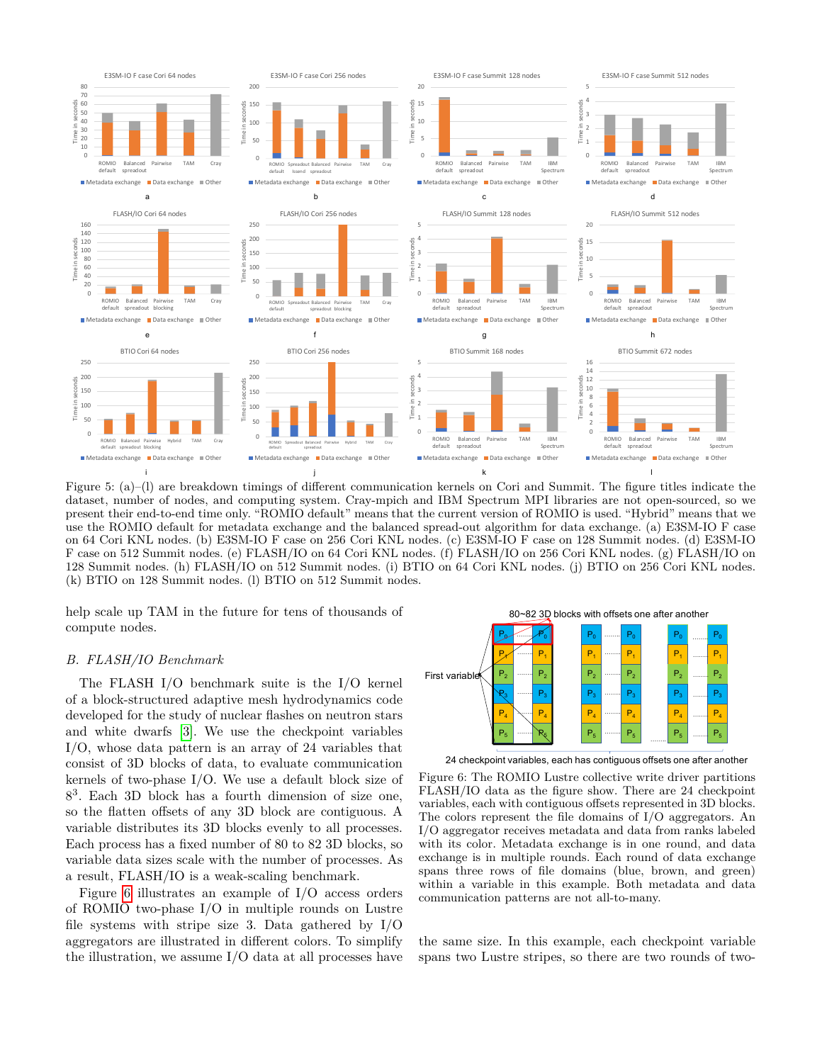Figure 5: (a)–(l) are breakdown timings of different communication kernels on Cori and Summit. The figure titles indicate the dataset, number of nodes, and computing system. Cray-mpich and IBM Spectrum MPI libraries are not open-sourced, so we present their end-to-end time only. "ROMIO default" means that the current version of ROMIO is used. "Hybrid" means that we use the ROMIO default for metadata exchange and the balanced spread-out algorithm for data exchange. (a) E3SM-IO F case on 64 Cori KNL nodes. (b) E3SM-IO F case on 256 Cori KNL nodes. (c) E3SM-IO F case on 128 Summit nodes. (d) E3SM-IO F case on 512 Summit nodes. (e) FLASH/IO on 64 Cori KNL nodes. (f) FLASH/IO on 256 Cori KNL nodes. (g) FLASH/IO on 128 Summit nodes. (h) FLASH/IO on 512 Summit nodes. (i) BTIO on 64 Cori KNL nodes. (j) BTIO on 256 Cori KNL nodes. (k) BTIO on 128 Summit nodes. (l) BTIO on 512 Summit nodes.

help scale up TAM in the future for tens of thousands of compute nodes.

### B. FLASH/IO Benchmark

The FLASH I/O benchmark suite is the I/O kernel of a block-structured adaptive mesh hydrodynamics code developed for the study of nuclear flashes on neutron stars and white dwarfs [3]. We use the checkpoint variables I/O, whose data pattern is an array of 24 variables that consist of 3D blocks of data, to evaluate communication kernels of two-phase I/O. We use a default block size of $8^3$. Each 3D block has a fourth dimension of size one, so the flatten offsets of any 3D block are contiguous. A variable distributes its 3D blocks evenly to all processes. Each process has a fixed number of 80 to 82 3D blocks, so variable data sizes scale with the number of processes. As a result, FLASH/IO is a weak-scaling benchmark.

Figure 6 illustrates an example of I/O access orders of ROMIO two-phase I/O in multiple rounds on Lustre file systems with stripe size 3. Data gathered by I/O aggregators are illustrated in different colors. To simplify the illustration, we assume I/O data at all processes have the same size. In this example, each checkpoint variable spans two Lustre stripes, so there are two rounds of two-

Figure 6: The ROMIO Lustre collective write driver partitions FLASH/IO data as the figure show. There are 24 checkpoint variables, each with contiguous offsets represented in 3D blocks. The colors represent the file domains of I/O aggregators. An I/O aggregator receives metadata and data from ranks labeled with its color. Metadata exchange is in one round, and data exchange is in multiple rounds. Each round of data exchange spans three rows of file domains (blue, brown, and green) within a variable in this example. Both metadata and data communication patterns are not all-to-many.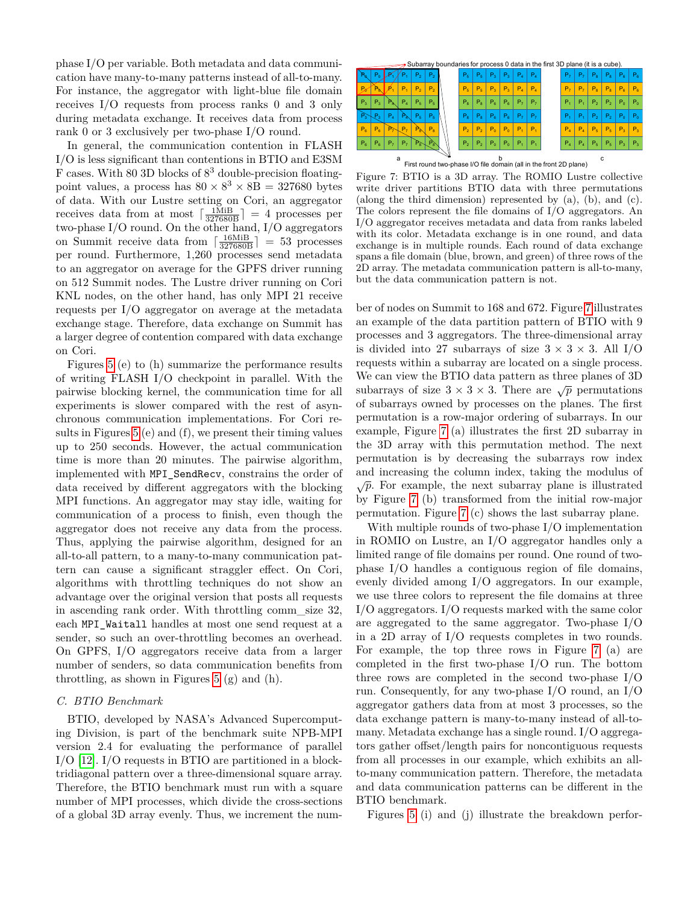phase I/O per variable. Both metadata and data communication have many-to-many patterns instead of all-to-many. For instance, the aggregator with light-blue file domain receives I/O requests from process ranks 0 and 3 only during metadata exchange. It receives data from process rank 0 or 3 exclusively per two-phase I/O round.

In general, the communication contention in FLASH I/O is less significant than contentions in BTIO and E3SM F cases. With 80 3D blocks of $8^3$ double-precision floating-point values, a process has $80 \times 8^3 \times 8\text{B} = 327680$ bytes of data. With our Lustre setting on Cori, an aggregator receives data from at most $\lceil \frac{1\text{MiB}}{327680\text{B}} \rceil = 4$ processes per two-phase I/O round. On the other hand, I/O aggregators on Summit receive data from $\lceil \frac{16\text{MiB}}{327680\text{B}} \rceil = 53$ processes per round. Furthermore, 1,260 processes send metadata to an aggregator on average for the GPFS driver running on 512 Summit nodes. The Lustre driver running on Cori KNL nodes, on the other hand, has only MPI 21 receive requests per I/O aggregator on average at the metadata exchange stage. Therefore, data exchange on Summit has a larger degree of contention compared with data exchange on Cori.

Figures 5 (e) to (h) summarize the performance results of writing FLASH I/O checkpoint in parallel. With the pairwise blocking kernel, the communication time for all experiments is slower compared with the rest of asynchronous communication implementations. For Cori results in Figures 5 (e) and (f), we present their timing values up to 250 seconds. However, the actual communication time is more than 20 minutes. The pairwise algorithm, implemented with `MPI_SendRecv`, constrains the order of data received by different aggregators with the blocking MPI functions. An aggregator may stay idle, waiting for communication of a process to finish, even though the aggregator does not receive any data from the process. Thus, applying the pairwise algorithm, designed for an all-to-all pattern, to a many-to-many communication pattern can cause a significant straggler effect. On Cori, algorithms with throttling techniques do not show an advantage over the original version that posts all requests in ascending rank order. With throttling comm_size 32, each `MPI_Waitall` handles at most one send request at a sender, so such an over-throttling becomes an overhead. On GPFS, I/O aggregators receive data from a larger number of senders, so data communication benefits from throttling, as shown in Figures 5 (g) and (h).

### C. BTIO Benchmark

BTIO, developed by NASA's Advanced Supercomputing Division, is part of the benchmark suite NPB-MPI version 2.4 for evaluating the performance of parallel I/O [12]. I/O requests in BTIO are partitioned in a block-tridiagonal pattern over a three-dimensional square array. Therefore, the BTIO benchmark must run with a square number of MPI processes, which divide the cross-sections of a global 3D array evenly. Thus, we increment the number of nodes on Summit to 168 and 672. Figure 7 illustrates an example of the data partition pattern of BTIO with 9 processes and 3 aggregators. The three-dimensional array is divided into 27 subarrays of size $3 \times 3 \times 3$. All I/O requests within a subarray are located on a single process. We can view the BTIO data pattern as three planes of 3D subarrays of size $3 \times 3 \times 3$. There are $\sqrt{p}$ permutations of subarrays owned by processes on the planes. The first permutation is a row-major ordering of subarrays. In our example, Figure 7 (a) illustrates the first 2D subarray in the 3D array with this permutation method. The next permutation is by decreasing the subarrays row index and increasing the column index, taking the modulus of $\sqrt{p}$. For example, the next subarray plane is illustrated by Figure 7 (b) transformed from the initial row-major permutation. Figure 7 (c) shows the last subarray plane.

Figure 7: BTIO is a 3D array. The ROMIO Lustre collective write driver partitions BTIO data with three permutations (along the third dimension) represented by (a), (b), and (c). The colors represent the file domains of I/O aggregators. An I/O aggregator receives metadata and data from ranks labeled with its color. Metadata exchange is in one round, and data exchange is in multiple rounds. Each round of data exchange spans a file domain (blue, brown, and green) of three rows of the 2D array. The metadata communication pattern is all-to-many, but the data communication pattern is not.

With multiple rounds of two-phase I/O implementation in ROMIO on Lustre, an I/O aggregator handles only a limited range of file domains per round. One round of two-phase I/O handles a contiguous region of file domains, evenly divided among I/O aggregators. In our example, we use three colors to represent the file domains at three I/O aggregators. I/O requests marked with the same color are aggregated to the same aggregator. Two-phase I/O in a 2D array of I/O requests completes in two rounds. For example, the top three rows in Figure 7 (a) are completed in the first two-phase I/O run. The bottom three rows are completed in the second two-phase I/O run. Consequently, for any two-phase I/O round, an I/O aggregator gathers data from at most 3 processes, so the data exchange pattern is many-to-many instead of all-to-many. Metadata exchange has a single round. I/O aggregators gather offset/length pairs for noncontiguous requests from all processes in our example, which exhibits an all-to-many communication pattern. Therefore, the metadata and data communication patterns can be different in the BTIO benchmark.

Figures 5 (i) and (j) illustrate the breakdown perfor-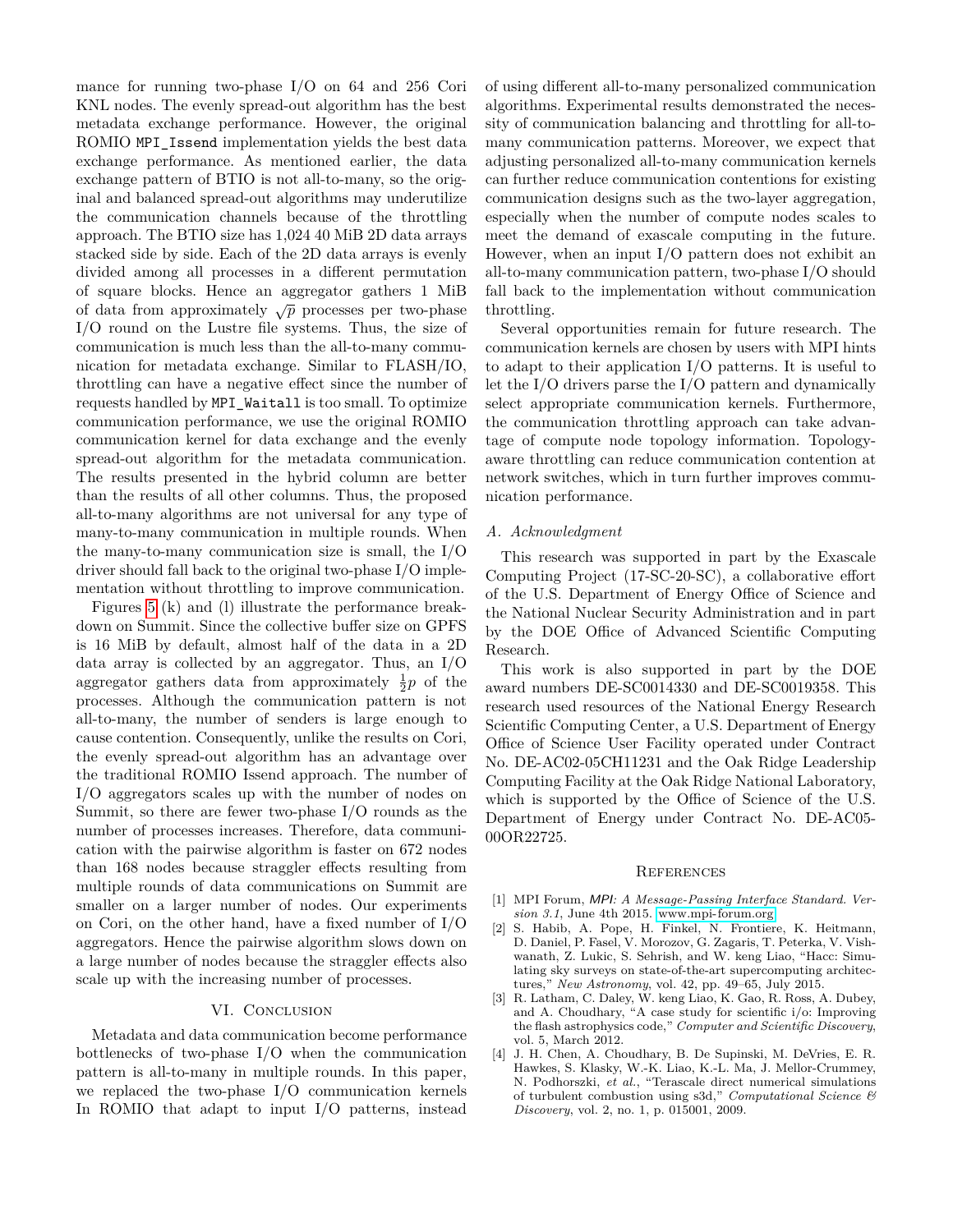mance for running two-phase I/O on 64 and 256 Cori KNL nodes. The evenly spread-out algorithm has the best metadata exchange performance. However, the original ROMIO `MPI_Issend` implementation yields the best data exchange performance. As mentioned earlier, the data exchange pattern of BTIO is not all-to-many, so the original and balanced spread-out algorithms may underutilize the communication channels because of the throttling approach. The BTIO size has 1,024 40 MiB 2D data arrays stacked side by side. Each of the 2D data arrays is evenly divided among all processes in a different permutation of square blocks. Hence an aggregator gathers 1 MiB of data from approximately $\sqrt{p}$ processes per two-phase I/O round on the Lustre file systems. Thus, the size of communication is much less than the all-to-many communication for metadata exchange. Similar to FLASH/IO, throttling can have a negative effect since the number of requests handled by `MPI_Waitall` is too small. To optimize communication performance, we use the original ROMIO communication kernel for data exchange and the evenly spread-out algorithm for the metadata communication. The results presented in the hybrid column are better than the results of all other columns. Thus, the proposed all-to-many algorithms are not universal for any type of many-to-many communication in multiple rounds. When the many-to-many communication size is small, the I/O driver should fall back to the original two-phase I/O implementation without throttling to improve communication.

Figures 5 (k) and (l) illustrate the performance breakdown on Summit. Since the collective buffer size on GPFS is 16 MiB by default, almost half of the data in a 2D data array is collected by an aggregator. Thus, an I/O aggregator gathers data from approximately $\frac{1}{2}p$ of the processes. Although the communication pattern is not all-to-many, the number of senders is large enough to cause contention. Consequently, unlike the results on Cori, the evenly spread-out algorithm has an advantage over the traditional ROMIO Issend approach. The number of I/O aggregators scales up with the number of nodes on Summit, so there are fewer two-phase I/O rounds as the number of processes increases. Therefore, data communication with the pairwise algorithm is faster on 672 nodes than 168 nodes because straggler effects resulting from multiple rounds of data communications on Summit are smaller on a larger number of nodes. Our experiments on Cori, on the other hand, have a fixed number of I/O aggregators. Hence the pairwise algorithm slows down on a large number of nodes because the straggler effects also scale up with the increasing number of processes.

## VI. Conclusion

Metadata and data communication become performance bottlenecks of two-phase I/O when the communication pattern is all-to-many in multiple rounds. In this paper, we replaced the two-phase I/O communication kernels In ROMIO that adapt to input I/O patterns, instead of using different all-to-many personalized communication algorithms. Experimental results demonstrated the necessity of communication balancing and throttling for all-to-many communication patterns. Moreover, we expect that adjusting personalized all-to-many communication kernels can further reduce communication contentions for existing communication designs such as the two-layer aggregation, especially when the number of compute nodes scales to meet the demand of exascale computing in the future. However, when an input I/O pattern does not exhibit an all-to-many communication pattern, two-phase I/O should fall back to the implementation without communication throttling.

Several opportunities remain for future research. The communication kernels are chosen by users with MPI hints to adapt to their application I/O patterns. It is useful to let the I/O drivers parse the I/O pattern and dynamically select appropriate communication kernels. Furthermore, the communication throttling approach can take advantage of compute node topology information. Topology-aware throttling can reduce communication contention at network switches, which in turn further improves communication performance.

### A. Acknowledgment

This research was supported in part by the Exascale Computing Project (17-SC-20-SC), a collaborative effort of the U.S. Department of Energy Office of Science and the National Nuclear Security Administration and in part by the DOE Office of Advanced Scientific Computing Research.

This work is also supported in part by the DOE award numbers DE-SC0014330 and DE-SC0019358. This research used resources of the National Energy Research Scientific Computing Center, a U.S. Department of Energy Office of Science User Facility operated under Contract No. DE-AC02-05CH11231 and the Oak Ridge Leadership Computing Facility at the Oak Ridge National Laboratory, which is supported by the Office of Science of the U.S. Department of Energy under Contract No. DE-AC05-00OR22725.

## References

[1] MPI Forum, *MPI: A Message-Passing Interface Standard. Version 3.1*, June 4th 2015. www.mpi-forum.org

[2] S. Habib, A. Pope, H. Finkel, N. Frontiere, K. Heitmann, D. Daniel, P. Fasel, V. Morozov, G. Zagaris, T. Peterka, V. Vishwanath, Z. Lukic, S. Sehrish, and W. keng Liao, "Hacc: Simulating sky surveys on state-of-the-art supercomputing architectures," *New Astronomy*, vol. 42, pp. 49–65, July 2015.

[3] R. Latham, C. Daley, W. keng Liao, K. Gao, R. Ross, A. Dubey, and A. Choudhary, "A case study for scientific i/o: Improving the flash astrophysics code," *Computer and Scientific Discovery*, vol. 5, March 2012.

[4] J. H. Chen, A. Choudhary, B. De Supinski, M. DeVries, E. R. Hawkes, S. Klasky, W.-K. Liao, K.-L. Ma, J. Mellor-Crummey, N. Podhorszki, *et al.*, "Terascale direct numerical simulations of turbulent combustion using s3d," *Computational Science & Discovery*, vol. 2, no. 1, p. 015001, 2009.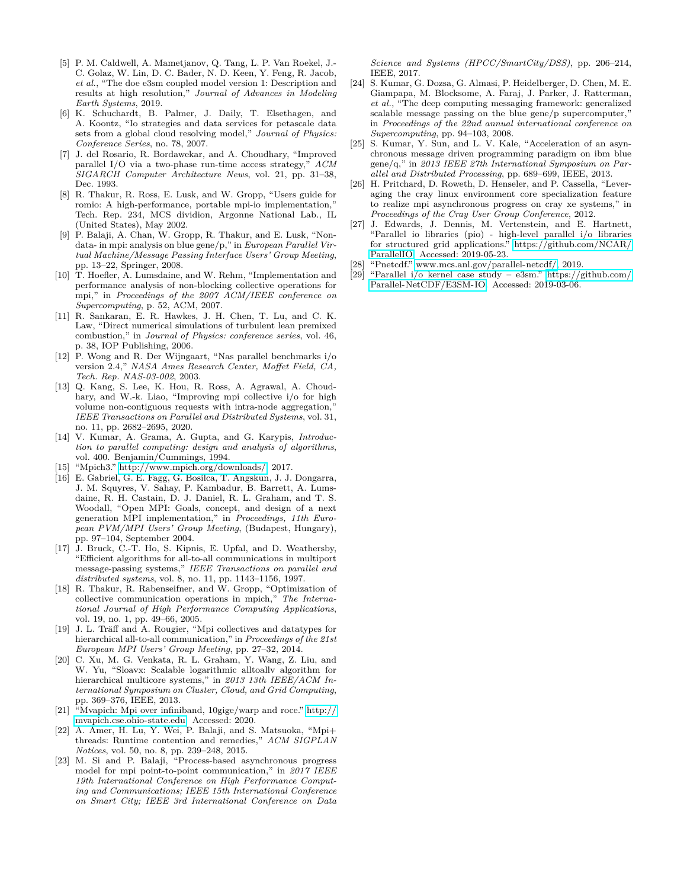[5] P. M. Caldwell, A. Mametjanov, Q. Tang, L. P. Van Roekel, J.-C. Golaz, W. Lin, D. C. Bader, N. D. Keen, Y. Feng, R. Jacob, *et al.*, "The doe e3sm coupled model version 1: Description and results at high resolution," *Journal of Advances in Modeling Earth Systems*, 2019.

[6] K. Schuchardt, B. Palmer, J. Daily, T. Elsethagen, and A. Koontz, "Io strategies and data services for petascale data sets from a global cloud resolving model," *Journal of Physics: Conference Series*, no. 78, 2007.

[7] J. del Rosario, R. Bordawekar, and A. Choudhary, "Improved parallel I/O via a two-phase run-time access strategy," *ACM SIGARCH Computer Architecture News*, vol. 21, pp. 31–38, Dec. 1993.

[8] R. Thakur, R. Ross, E. Lusk, and W. Gropp, "Users guide for romio: A high-performance, portable mpi-io implementation," Tech. Rep. 234, MCS dividion, Argonne National Lab., IL (United States), May 2002.

[9] P. Balaji, A. Chan, W. Gropp, R. Thakur, and E. Lusk, "Non-data- in mpi: analysis on blue gene/p," in *European Parallel Virtual Machine/Message Passing Interface Users' Group Meeting*, pp. 13–22, Springer, 2008.

[10] T. Hoefler, A. Lumsdaine, and W. Rehm, "Implementation and performance analysis of non-blocking collective operations for mpi," in *Proceedings of the 2007 ACM/IEEE conference on Supercomputing*, p. 52, ACM, 2007.

[11] R. Sankaran, E. R. Hawkes, J. H. Chen, T. Lu, and C. K. Law, "Direct numerical simulations of turbulent lean premixed combustion," in *Journal of Physics: conference series*, vol. 46, p. 38, IOP Publishing, 2006.

[12] P. Wong and R. Der Wijngaart, "Nas parallel benchmarks i/o version 2.4," *NASA Ames Research Center, Moffet Field, CA, Tech. Rep. NAS-03-002*, 2003.

[13] Q. Kang, S. Lee, K. Hou, R. Ross, A. Agrawal, A. Choudhary, and W.-k. Liao, "Improving mpi collective i/o for high volume non-contiguous requests with intra-node aggregation," *IEEE Transactions on Parallel and Distributed Systems*, vol. 31, no. 11, pp. 2682–2695, 2020.

[14] V. Kumar, A. Grama, A. Gupta, and G. Karypis, *Introduction to parallel computing: design and analysis of algorithms*, vol. 400. Benjamin/Cummings, 1994.

[15] "Mpich3." http://www.mpich.org/downloads/, 2017.

[16] E. Gabriel, G. E. Fagg, G. Bosilca, T. Angskun, J. J. Dongarra, J. M. Squyres, V. Sahay, P. Kambadur, B. Barrett, A. Lumsdaine, R. H. Castain, D. J. Daniel, R. L. Graham, and T. S. Woodall, "Open MPI: Goals, concept, and design of a next generation MPI implementation," in *Proceedings, 11th European PVM/MPI Users' Group Meeting*, (Budapest, Hungary), pp. 97–104, September 2004.

[17] J. Bruck, C.-T. Ho, S. Kipnis, E. Upfal, and D. Weathersby, "Efficient algorithms for all-to-all communications in multiport message-passing systems," *IEEE Transactions on parallel and distributed systems*, vol. 8, no. 11, pp. 1143–1156, 1997.

[18] R. Thakur, R. Rabenseifner, and W. Gropp, "Optimization of collective communication operations in mpich," *The International Journal of High Performance Computing Applications*, vol. 19, no. 1, pp. 49–66, 2005.

[19] J. L. Träff and A. Rougier, "Mpi collectives and datatypes for hierarchical all-to-all communication," in *Proceedings of the 21st European MPI Users' Group Meeting*, pp. 27–32, 2014.

[20] C. Xu, M. G. Venkata, R. L. Graham, Y. Wang, Z. Liu, and W. Yu, "Sloavx: Scalable logarithmic alltoallv algorithm for hierarchical multicore systems," in *2013 13th IEEE/ACM International Symposium on Cluster, Cloud, and Grid Computing*, pp. 369–376, IEEE, 2013.

[21] "Mvapich: Mpi over infiniband, 10gige/warp and roce." http://mvapich.cse.ohio-state.edu. Accessed: 2020.

[22] A. Amer, H. Lu, Y. Wei, P. Balaji, and S. Matsuoka, "Mpi+ threads: Runtime contention and remedies," *ACM SIGPLAN Notices*, vol. 50, no. 8, pp. 239–248, 2015.

[23] M. Si and P. Balaji, "Process-based asynchronous progress model for mpi point-to-point communication," in *2017 IEEE 19th International Conference on High Performance Computing and Communications; IEEE 15th International Conference on Smart City; IEEE 3rd International Conference on Data Science and Systems (HPCC/SmartCity/DSS)*, pp. 206–214, IEEE, 2017.

[24] S. Kumar, G. Dozsa, G. Almasi, P. Heidelberger, D. Chen, M. E. Giampapa, M. Blocksome, A. Faraj, J. Parker, J. Ratterman, *et al.*, "The deep computing messaging framework: generalized scalable message passing on the blue gene/p supercomputer," in *Proceedings of the 22nd annual international conference on Supercomputing*, pp. 94–103, 2008.

[25] S. Kumar, Y. Sun, and L. V. Kale, "Acceleration of an asynchronous message driven programming paradigm on ibm blue gene/q," in *2013 IEEE 27th International Symposium on Parallel and Distributed Processing*, pp. 689–699, IEEE, 2013.

[26] H. Pritchard, D. Roweth, D. Henseler, and P. Cassella, "Leveraging the cray linux environment core specialization feature to realize mpi asynchronous progress on cray xe systems," in *Proceedings of the Cray User Group Conference*, 2012.

[27] J. Edwards, J. Dennis, M. Vertenstein, and E. Hartnett, "Parallel io libraries (pio) - high-level parallel i/o libraries for structured grid applications." https://github.com/NCAR/ParallelIO. Accessed: 2019-05-23.

[28] "Pnetcdf." www.mcs.anl.gov/parallel-netcdf/, 2019.

[29] "Parallel i/o kernel case study – e3sm." https://github.com/Parallel-NetCDF/E3SM-IO. Accessed: 2019-03-06.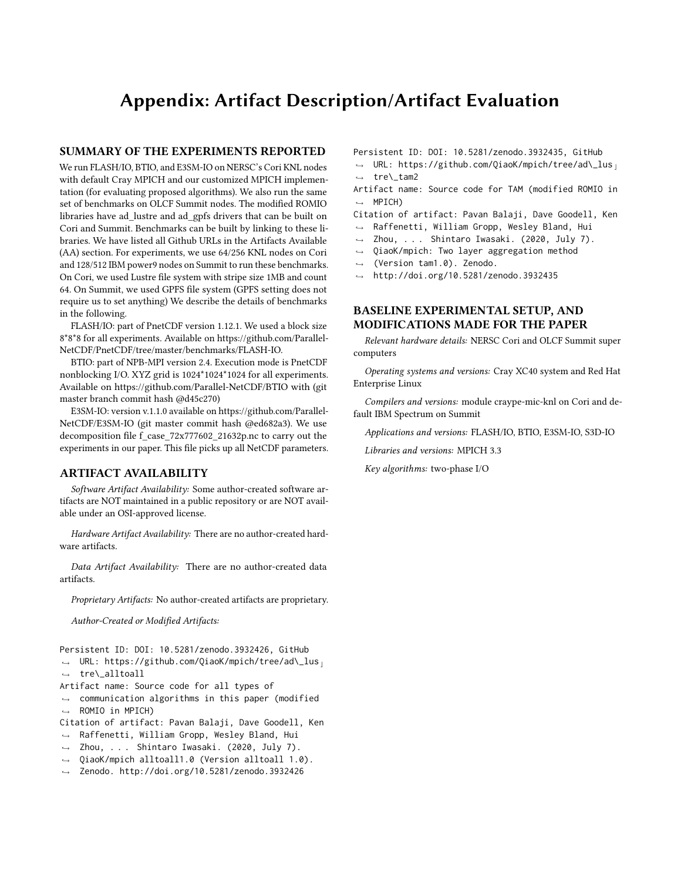# Appendix: Artifact Description/Artifact Evaluation

## SUMMARY OF THE EXPERIMENTS REPORTED

We run FLASH/IO, BTIO, and E3SM-IO on NERSC's Cori KNL nodes with default Cray MPICH and our customized MPICH implementation (for evaluating proposed algorithms). We also run the same set of benchmarks on OLCF Summit nodes. The modified ROMIO libraries have ad_lustre and ad_gpfs drivers that can be built on Cori and Summit. Benchmarks can be built by linking to these libraries. We have listed all Github URLs in the Artifacts Available (AA) section. For experiments, we use 64/256 KNL nodes on Cori and 128/512 IBM power9 nodes on Summit to run these benchmarks. On Cori, we used Lustre file system with stripe size 1MB and count 64. On Summit, we used GPFS file system (GPFS setting does not require us to set anything) We describe the details of benchmarks in the following.

FLASH/IO: part of PnetCDF version 1.12.1. We used a block size 8*8*8 for all experiments. Available on https://github.com/Parallel-NetCDF/PnetCDF/tree/master/benchmarks/FLASH-IO.

BTIO: part of NPB-MPI version 2.4. Execution mode is PnetCDF nonblocking I/O. XYZ grid is 1024*1024*1024 for all experiments. Available on https://github.com/Parallel-NetCDF/BTIO with (git master branch commit hash @d45c270)

E3SM-IO: version v.1.1.0 available on https://github.com/Parallel-NetCDF/E3SM-IO (git master commit hash @ed682a3). We use decomposition file f_case_72x777602_21632p.nc to carry out the experiments in our paper. This file picks up all NetCDF parameters.

## ARTIFACT AVAILABILITY

*Software Artifact Availability:* Some author-created software artifacts are NOT maintained in a public repository or are NOT available under an OSI-approved license.

*Hardware Artifact Availability:* There are no author-created hardware artifacts.

*Data Artifact Availability:* There are no author-created data artifacts.

*Proprietary Artifacts:* No author-created artifacts are proprietary.

*Author-Created or Modified Artifacts:*

```
Persistent ID: DOI: 10.5281/zenodo.3932426, GitHub
↪  URL: https://github.com/QiaoK/mpich/tree/ad\_lus
↪  tre\_alltoall
Artifact name: Source code for all types of
↪  communication algorithms in this paper (modified
↪  ROMIO in MPICH)
Citation of artifact: Pavan Balaji, Dave Goodell, Ken
↪  Raffenetti, William Gropp, Wesley Bland, Hui
↪  Zhou, . . . Shintaro Iwasaki. (2020, July 7).
↪  QiaoK/mpich alltoall1.0 (Version alltoall 1.0).
↪  Zenodo. http://doi.org/10.5281/zenodo.3932426
```

```
Persistent ID: DOI: 10.5281/zenodo.3932435, GitHub
↪  URL: https://github.com/QiaoK/mpich/tree/ad\_lus
↪  tre\_tam2
Artifact name: Source code for TAM (modified ROMIO in
↪  MPICH)
Citation of artifact: Pavan Balaji, Dave Goodell, Ken
↪  Raffenetti, William Gropp, Wesley Bland, Hui
↪  Zhou, . . . Shintaro Iwasaki. (2020, July 7).
↪  QiaoK/mpich: Two layer aggregation method
↪  (Version tam1.0). Zenodo.
↪  http://doi.org/10.5281/zenodo.3932435
```

## BASELINE EXPERIMENTAL SETUP, AND MODIFICATIONS MADE FOR THE PAPER

*Relevant hardware details:* NERSC Cori and OLCF Summit super computers

*Operating systems and versions:* Cray XC40 system and Red Hat Enterprise Linux

*Compilers and versions:* module craype-mic-knl on Cori and default IBM Spectrum on Summit

*Applications and versions:* FLASH/IO, BTIO, E3SM-IO, S3D-IO

*Libraries and versions:* MPICH 3.3

*Key algorithms:* two-phase I/O